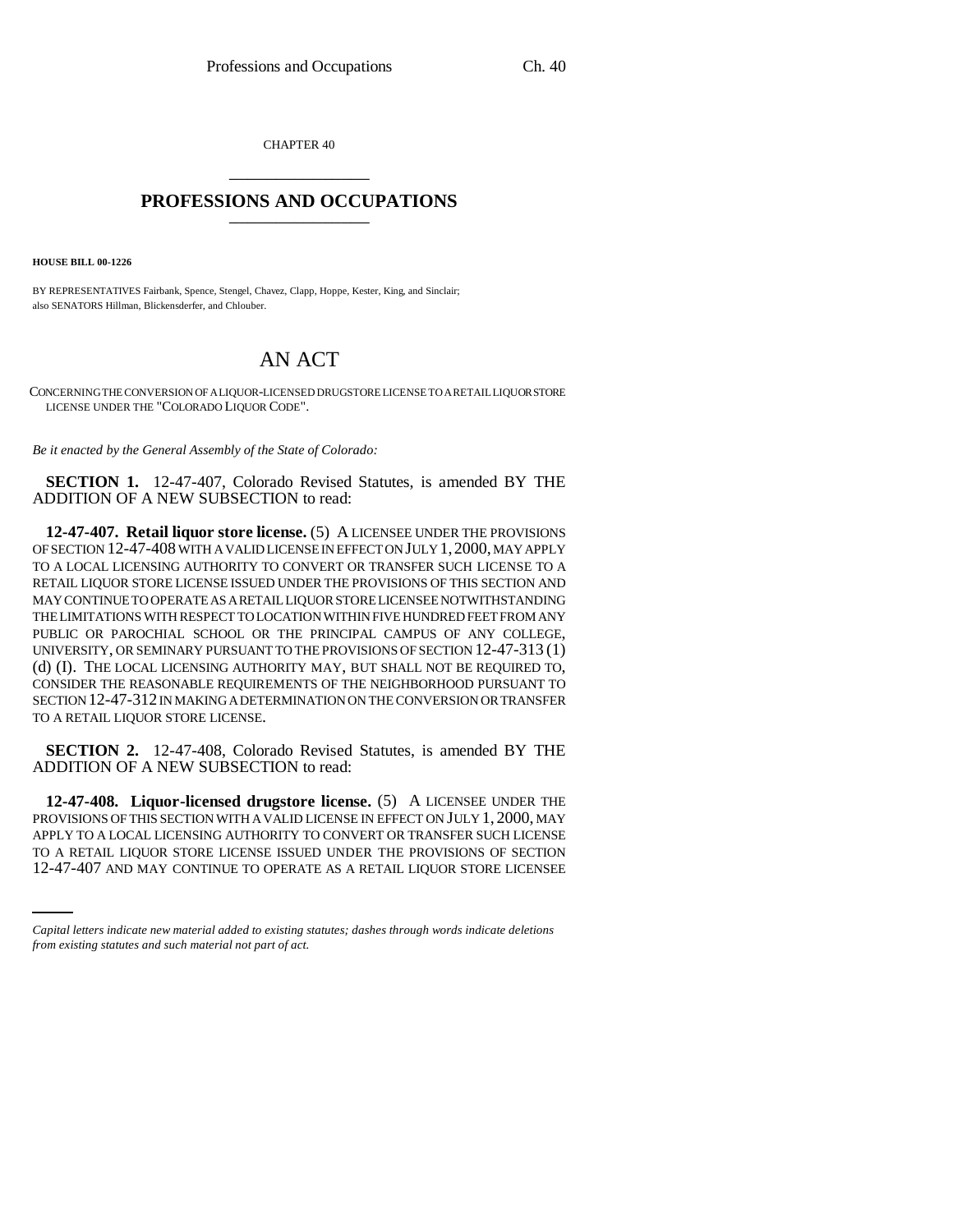CHAPTER 40

## PROFESSIONS AND OCCUPATIONS

**HOUSE BILL 00-1226**

BY REPRESENTATIVES Fairbank, Spence, Stengel, Chavez, Clapp, Hoppe, Kester, King, and Sinclair;
also SENATORS Hillman, Blickensderfer, and Chlouber.

# AN ACT

CONCERNING THE CONVERSION OF A LIQUOR-LICENSED DRUGSTORE LICENSE TO A RETAIL LIQUOR STORE LICENSE UNDER THE "COLORADO LIQUOR CODE".

*Be it enacted by the General Assembly of the State of Colorado:*

**SECTION 1.** 12-47-407, Colorado Revised Statutes, is amended BY THE ADDITION OF A NEW SUBSECTION to read:

**12-47-407. Retail liquor store license.** (5) A LICENSEE UNDER THE PROVISIONS OF SECTION 12-47-408 WITH A VALID LICENSE IN EFFECT ON JULY 1, 2000, MAY APPLY TO A LOCAL LICENSING AUTHORITY TO CONVERT OR TRANSFER SUCH LICENSE TO A RETAIL LIQUOR STORE LICENSE ISSUED UNDER THE PROVISIONS OF THIS SECTION AND MAY CONTINUE TO OPERATE AS A RETAIL LIQUOR STORE LICENSEE NOTWITHSTANDING THE LIMITATIONS WITH RESPECT TO LOCATION WITHIN FIVE HUNDRED FEET FROM ANY PUBLIC OR PAROCHIAL SCHOOL OR THE PRINCIPAL CAMPUS OF ANY COLLEGE, UNIVERSITY, OR SEMINARY PURSUANT TO THE PROVISIONS OF SECTION 12-47-313 (1) (d) (I). THE LOCAL LICENSING AUTHORITY MAY, BUT SHALL NOT BE REQUIRED TO, CONSIDER THE REASONABLE REQUIREMENTS OF THE NEIGHBORHOOD PURSUANT TO SECTION 12-47-312 IN MAKING A DETERMINATION ON THE CONVERSION OR TRANSFER TO A RETAIL LIQUOR STORE LICENSE.

**SECTION 2.** 12-47-408, Colorado Revised Statutes, is amended BY THE ADDITION OF A NEW SUBSECTION to read:

**12-47-408. Liquor-licensed drugstore license.** (5) A LICENSEE UNDER THE PROVISIONS OF THIS SECTION WITH A VALID LICENSE IN EFFECT ON JULY 1, 2000, MAY APPLY TO A LOCAL LICENSING AUTHORITY TO CONVERT OR TRANSFER SUCH LICENSE TO A RETAIL LIQUOR STORE LICENSE ISSUED UNDER THE PROVISIONS OF SECTION 12-47-407 AND MAY CONTINUE TO OPERATE AS A RETAIL LIQUOR STORE LICENSEE

*Capital letters indicate new material added to existing statutes; dashes through words indicate deletions from existing statutes and such material not part of act.*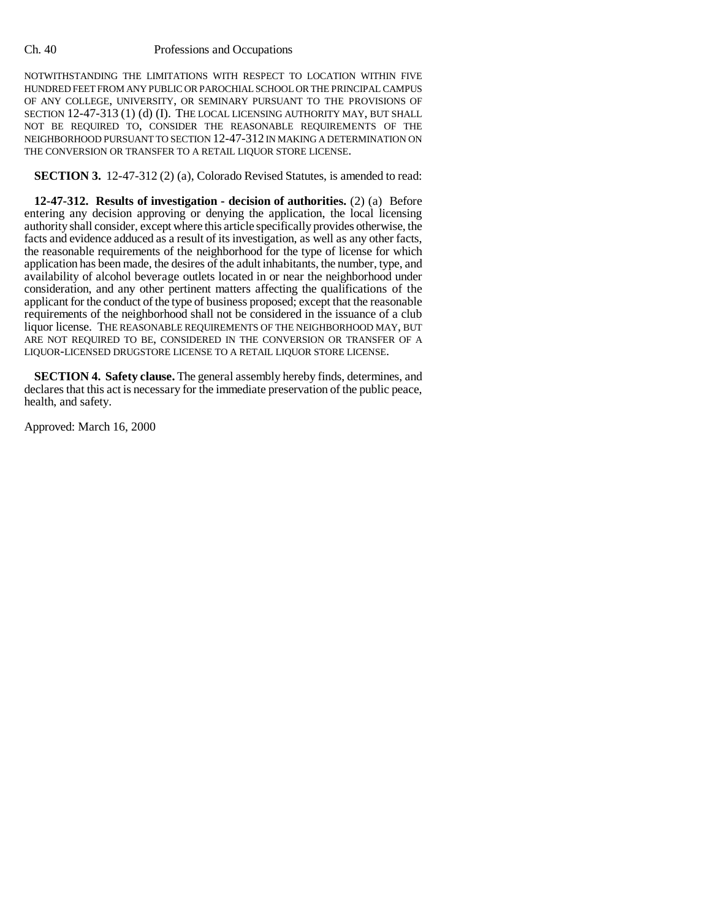NOTWITHSTANDING THE LIMITATIONS WITH RESPECT TO LOCATION WITHIN FIVE HUNDRED FEET FROM ANY PUBLIC OR PAROCHIAL SCHOOL OR THE PRINCIPAL CAMPUS OF ANY COLLEGE, UNIVERSITY, OR SEMINARY PURSUANT TO THE PROVISIONS OF SECTION 12-47-313 (1) (d) (I). THE LOCAL LICENSING AUTHORITY MAY, BUT SHALL NOT BE REQUIRED TO, CONSIDER THE REASONABLE REQUIREMENTS OF THE NEIGHBORHOOD PURSUANT TO SECTION 12-47-312 IN MAKING A DETERMINATION ON THE CONVERSION OR TRANSFER TO A RETAIL LIQUOR STORE LICENSE.

**SECTION 3.** 12-47-312 (2) (a), Colorado Revised Statutes, is amended to read:

**12-47-312. Results of investigation - decision of authorities.** (2) (a) Before entering any decision approving or denying the application, the local licensing authority shall consider, except where this article specifically provides otherwise, the facts and evidence adduced as a result of its investigation, as well as any other facts, the reasonable requirements of the neighborhood for the type of license for which application has been made, the desires of the adult inhabitants, the number, type, and availability of alcohol beverage outlets located in or near the neighborhood under consideration, and any other pertinent matters affecting the qualifications of the applicant for the conduct of the type of business proposed; except that the reasonable requirements of the neighborhood shall not be considered in the issuance of a club liquor license. THE REASONABLE REQUIREMENTS OF THE NEIGHBORHOOD MAY, BUT ARE NOT REQUIRED TO BE, CONSIDERED IN THE CONVERSION OR TRANSFER OF A LIQUOR-LICENSED DRUGSTORE LICENSE TO A RETAIL LIQUOR STORE LICENSE.

**SECTION 4. Safety clause.** The general assembly hereby finds, determines, and declares that this act is necessary for the immediate preservation of the public peace, health, and safety.

Approved: March 16, 2000